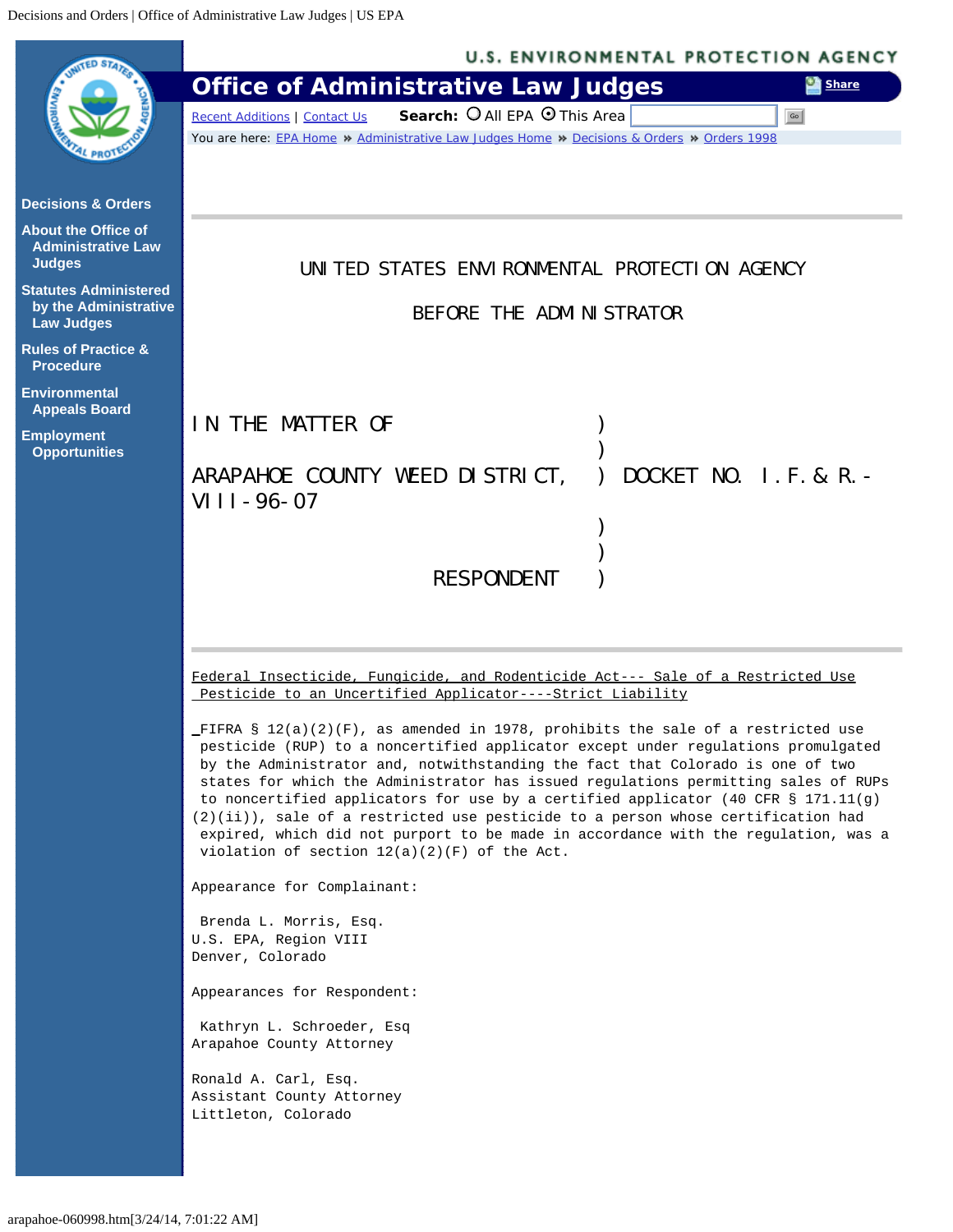UNITED STATES ENVIRONMENTAL PROTECTION AGENCY

BEFORE THE ADMINISTRATOR

```
IN THE MATTER OF                    )
                                    )
ARAPAHOE COUNTY WEED DISTRICT,      )  DOCKET NO. I.F.& R.-VIII-96-07
                                    )
                                    )
                    RESPONDENT      )
```

---

Federal Insecticide, Fungicide, and Rodenticide Act--- Sale of a Restricted Use Pesticide to an Uncertified Applicator----Strict Liability

FIFRA § 12(a)(2)(F), as amended in 1978, prohibits the sale of a restricted use pesticide (RUP) to a noncertified applicator except under regulations promulgated by the Administrator and, notwithstanding the fact that Colorado is one of two states for which the Administrator has issued regulations permitting sales of RUPs to noncertified applicators for use by a certified applicator (40 CFR § 171.11(g)(2)(ii)), sale of a restricted use pesticide to a person whose certification had expired, which did not purport to be made in accordance with the regulation, was a violation of section 12(a)(2)(F) of the Act.

Appearance for Complainant:

Brenda L. Morris, Esq.
U.S. EPA, Region VIII
Denver, Colorado

Appearances for Respondent:

Kathryn L. Schroeder, Esq
Arapahoe County Attorney

Ronald A. Carl, Esq.
Assistant County Attorney
Littleton, Colorado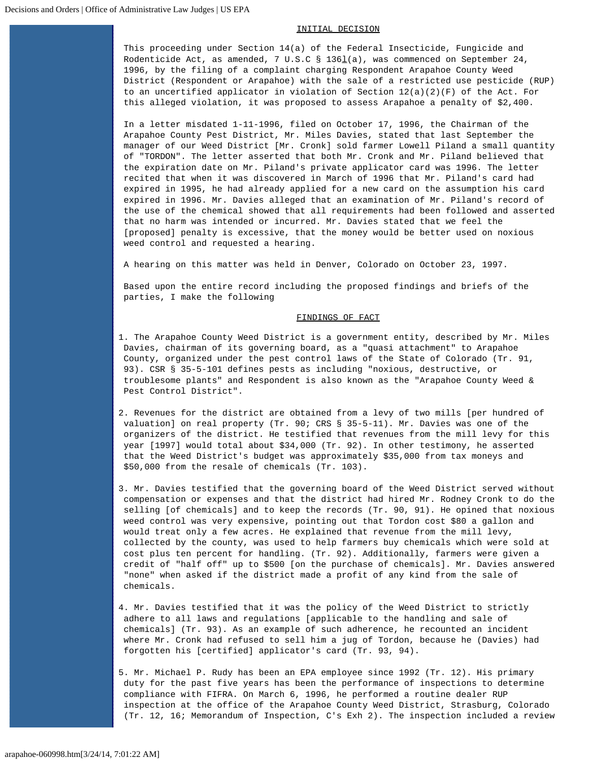## INITIAL DECISION

This proceeding under Section 14(a) of the Federal Insecticide, Fungicide and Rodenticide Act, as amended, 7 U.S.C § 136l(a), was commenced on September 24, 1996, by the filing of a complaint charging Respondent Arapahoe County Weed District (Respondent or Arapahoe) with the sale of a restricted use pesticide (RUP) to an uncertified applicator in violation of Section 12(a)(2)(F) of the Act. For this alleged violation, it was proposed to assess Arapahoe a penalty of $2,400.

In a letter misdated 1-11-1996, filed on October 17, 1996, the Chairman of the Arapahoe County Pest District, Mr. Miles Davies, stated that last September the manager of our Weed District [Mr. Cronk] sold farmer Lowell Piland a small quantity of "TORDON". The letter asserted that both Mr. Cronk and Mr. Piland believed that the expiration date on Mr. Piland's private applicator card was 1996. The letter recited that when it was discovered in March of 1996 that Mr. Piland's card had expired in 1995, he had already applied for a new card on the assumption his card expired in 1996. Mr. Davies alleged that an examination of Mr. Piland's record of the use of the chemical showed that all requirements had been followed and asserted that no harm was intended or incurred. Mr. Davies stated that we feel the [proposed] penalty is excessive, that the money would be better used on noxious weed control and requested a hearing.

A hearing on this matter was held in Denver, Colorado on October 23, 1997.

Based upon the entire record including the proposed findings and briefs of the parties, I make the following

## FINDINGS OF FACT

1. The Arapahoe County Weed District is a government entity, described by Mr. Miles Davies, chairman of its governing board, as a "quasi attachment" to Arapahoe County, organized under the pest control laws of the State of Colorado (Tr. 91, 93). CSR § 35-5-101 defines pests as including "noxious, destructive, or troublesome plants" and Respondent is also known as the "Arapahoe County Weed & Pest Control District".

2. Revenues for the district are obtained from a levy of two mills [per hundred of valuation] on real property (Tr. 90; CRS § 35-5-11). Mr. Davies was one of the organizers of the district. He testified that revenues from the mill levy for this year [1997] would total about $34,000 (Tr. 92). In other testimony, he asserted that the Weed District's budget was approximately $35,000 from tax moneys and $50,000 from the resale of chemicals (Tr. 103).

3. Mr. Davies testified that the governing board of the Weed District served without compensation or expenses and that the district had hired Mr. Rodney Cronk to do the selling [of chemicals] and to keep the records (Tr. 90, 91). He opined that noxious weed control was very expensive, pointing out that Tordon cost $80 a gallon and would treat only a few acres. He explained that revenue from the mill levy, collected by the county, was used to help farmers buy chemicals which were sold at cost plus ten percent for handling. (Tr. 92). Additionally, farmers were given a credit of "half off" up to $500 [on the purchase of chemicals]. Mr. Davies answered "none" when asked if the district made a profit of any kind from the sale of chemicals.

4. Mr. Davies testified that it was the policy of the Weed District to strictly adhere to all laws and regulations [applicable to the handling and sale of chemicals] (Tr. 93). As an example of such adherence, he recounted an incident where Mr. Cronk had refused to sell him a jug of Tordon, because he (Davies) had forgotten his [certified] applicator's card (Tr. 93, 94).

5. Mr. Michael P. Rudy has been an EPA employee since 1992 (Tr. 12). His primary duty for the past five years has been the performance of inspections to determine compliance with FIFRA. On March 6, 1996, he performed a routine dealer RUP inspection at the office of the Arapahoe County Weed District, Strasburg, Colorado (Tr. 12, 16; Memorandum of Inspection, C's Exh 2). The inspection included a review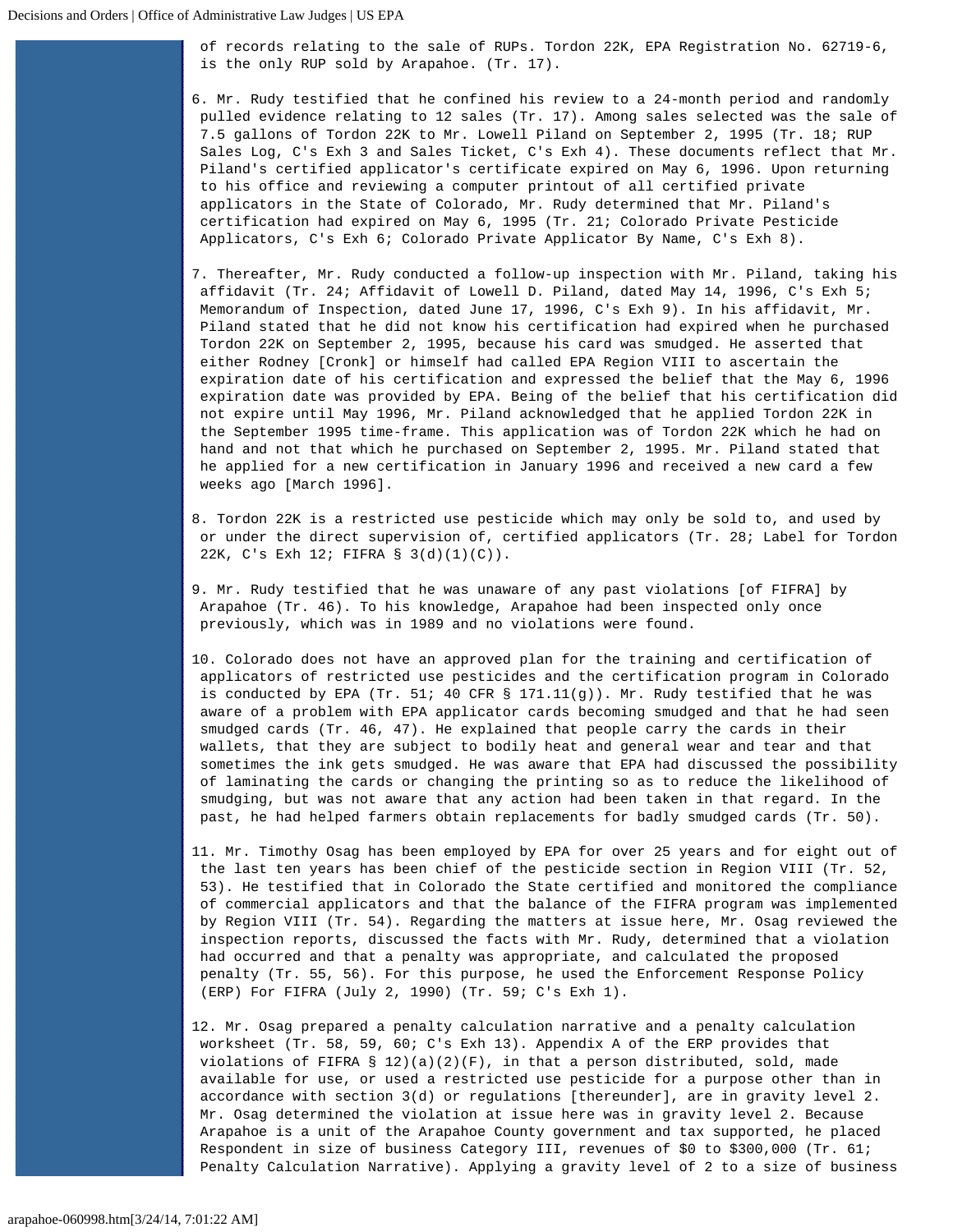of records relating to the sale of RUPs. Tordon 22K, EPA Registration No. 62719-6, is the only RUP sold by Arapahoe. (Tr. 17).

6. Mr. Rudy testified that he confined his review to a 24-month period and randomly pulled evidence relating to 12 sales (Tr. 17). Among sales selected was the sale of 7.5 gallons of Tordon 22K to Mr. Lowell Piland on September 2, 1995 (Tr. 18; RUP Sales Log, C's Exh 3 and Sales Ticket, C's Exh 4). These documents reflect that Mr. Piland's certified applicator's certificate expired on May 6, 1996. Upon returning to his office and reviewing a computer printout of all certified private applicators in the State of Colorado, Mr. Rudy determined that Mr. Piland's certification had expired on May 6, 1995 (Tr. 21; Colorado Private Pesticide Applicators, C's Exh 6; Colorado Private Applicator By Name, C's Exh 8).

7. Thereafter, Mr. Rudy conducted a follow-up inspection with Mr. Piland, taking his affidavit (Tr. 24; Affidavit of Lowell D. Piland, dated May 14, 1996, C's Exh 5; Memorandum of Inspection, dated June 17, 1996, C's Exh 9). In his affidavit, Mr. Piland stated that he did not know his certification had expired when he purchased Tordon 22K on September 2, 1995, because his card was smudged. He asserted that either Rodney [Cronk] or himself had called EPA Region VIII to ascertain the expiration date of his certification and expressed the belief that the May 6, 1996 expiration date was provided by EPA. Being of the belief that his certification did not expire until May 1996, Mr. Piland acknowledged that he applied Tordon 22K in the September 1995 time-frame. This application was of Tordon 22K which he had on hand and not that which he purchased on September 2, 1995. Mr. Piland stated that he applied for a new certification in January 1996 and received a new card a few weeks ago [March 1996].

8. Tordon 22K is a restricted use pesticide which may only be sold to, and used by or under the direct supervision of, certified applicators (Tr. 28; Label for Tordon 22K, C's Exh 12; FIFRA § 3(d)(1)(C)).

9. Mr. Rudy testified that he was unaware of any past violations [of FIFRA] by Arapahoe (Tr. 46). To his knowledge, Arapahoe had been inspected only once previously, which was in 1989 and no violations were found.

10. Colorado does not have an approved plan for the training and certification of applicators of restricted use pesticides and the certification program in Colorado is conducted by EPA (Tr. 51; 40 CFR § 171.11(g)). Mr. Rudy testified that he was aware of a problem with EPA applicator cards becoming smudged and that he had seen smudged cards (Tr. 46, 47). He explained that people carry the cards in their wallets, that they are subject to bodily heat and general wear and tear and that sometimes the ink gets smudged. He was aware that EPA had discussed the possibility of laminating the cards or changing the printing so as to reduce the likelihood of smudging, but was not aware that any action had been taken in that regard. In the past, he had helped farmers obtain replacements for badly smudged cards (Tr. 50).

11. Mr. Timothy Osag has been employed by EPA for over 25 years and for eight out of the last ten years has been chief of the pesticide section in Region VIII (Tr. 52, 53). He testified that in Colorado the State certified and monitored the compliance of commercial applicators and that the balance of the FIFRA program was implemented by Region VIII (Tr. 54). Regarding the matters at issue here, Mr. Osag reviewed the inspection reports, discussed the facts with Mr. Rudy, determined that a violation had occurred and that a penalty was appropriate, and calculated the proposed penalty (Tr. 55, 56). For this purpose, he used the Enforcement Response Policy (ERP) For FIFRA (July 2, 1990) (Tr. 59; C's Exh 1).

12. Mr. Osag prepared a penalty calculation narrative and a penalty calculation worksheet (Tr. 58, 59, 60; C's Exh 13). Appendix A of the ERP provides that violations of FIFRA § 12)(a)(2)(F), in that a person distributed, sold, made available for use, or used a restricted use pesticide for a purpose other than in accordance with section 3(d) or regulations [thereunder], are in gravity level 2. Mr. Osag determined the violation at issue here was in gravity level 2. Because Arapahoe is a unit of the Arapahoe County government and tax supported, he placed Respondent in size of business Category III, revenues of $0 to $300,000 (Tr. 61; Penalty Calculation Narrative). Applying a gravity of level of 2 to a size of business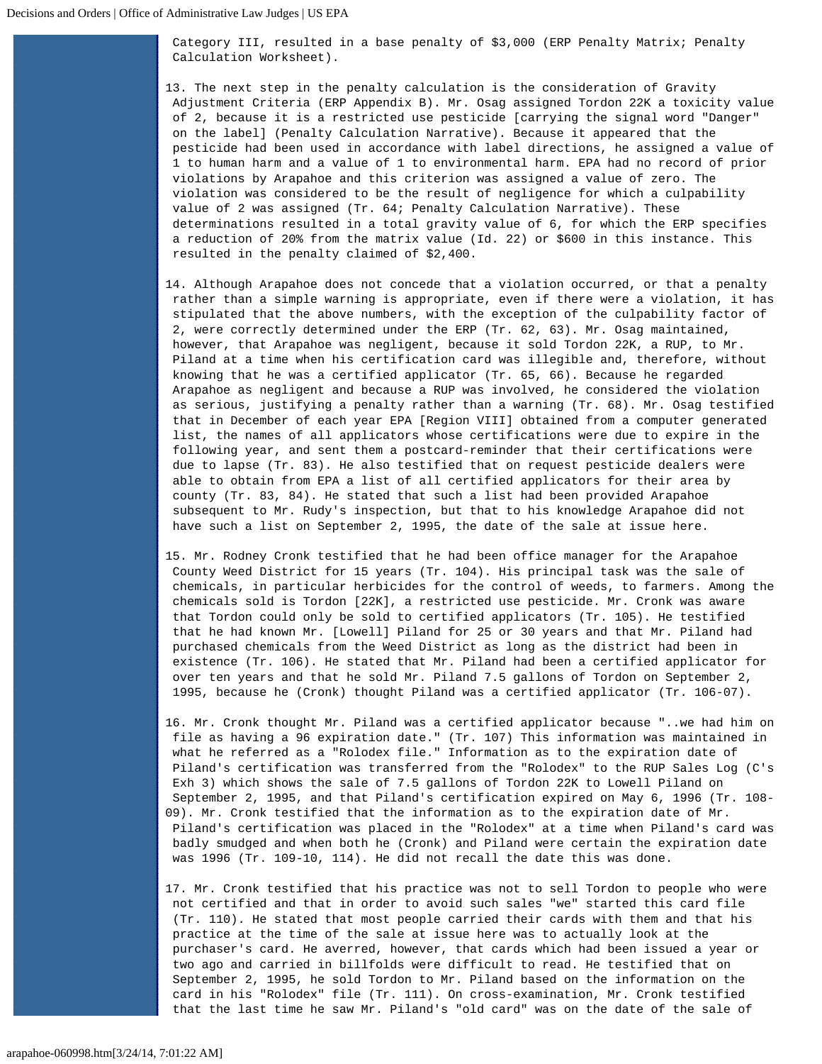Category III, resulted in a base penalty of $3,000 (ERP Penalty Matrix; Penalty Calculation Worksheet).

13. The next step in the penalty calculation is the consideration of Gravity Adjustment Criteria (ERP Appendix B). Mr. Osag assigned Tordon 22K a toxicity value of 2, because it is a restricted use pesticide [carrying the signal word "Danger" on the label] (Penalty Calculation Narrative). Because it appeared that the pesticide had been used in accordance with label directions, he assigned a value of 1 to human harm and a value of 1 to environmental harm. EPA had no record of prior violations by Arapahoe and this criterion was assigned a value of zero. The violation was considered to be the result of negligence for which a culpability value of 2 was assigned (Tr. 64; Penalty Calculation Narrative). These determinations resulted in a total gravity value of 6, for which the ERP specifies a reduction of 20% from the matrix value (Id. 22) or $600 in this instance. This resulted in the penalty claimed of $2,400.

14. Although Arapahoe does not concede that a violation occurred, or that a penalty rather than a simple warning is appropriate, even if there were a violation, it has stipulated that the above numbers, with the exception of the culpability factor of 2, were correctly determined under the ERP (Tr. 62, 63). Mr. Osag maintained, however, that Arapahoe was negligent, because it sold Tordon 22K, a RUP, to Mr. Piland at a time when his certification card was illegible and, therefore, without knowing that he was a certified applicator (Tr. 65, 66). Because he regarded Arapahoe as negligent and because a RUP was involved, he considered the violation as serious, justifying a penalty rather than a warning (Tr. 68). Mr. Osag testified that in December of each year EPA [Region VIII] obtained from a computer generated list, the names of all applicators whose certifications were due to expire in the following year, and sent them a postcard-reminder that their certifications were due to lapse (Tr. 83). He also testified that on request pesticide dealers were able to obtain from EPA a list of all certified applicators for their area by county (Tr. 83, 84). He stated that such a list had been provided Arapahoe subsequent to Mr. Rudy's inspection, but that to his knowledge Arapahoe did not have such a list on September 2, 1995, the date of the sale at issue here.

15. Mr. Rodney Cronk testified that he had been office manager for the Arapahoe County Weed District for 15 years (Tr. 104). His principal task was the sale of chemicals, in particular herbicides for the control of weeds, to farmers. Among the chemicals sold is Tordon [22K], a restricted use pesticide. Mr. Cronk was aware that Tordon could only be sold to certified applicators (Tr. 105). He testified that he had known Mr. [Lowell] Piland for 25 or 30 years and that Mr. Piland had purchased chemicals from the Weed District as long as the district had been in existence (Tr. 106). He stated that Mr. Piland had been a certified applicator for over ten years and that he sold Mr. Piland 7.5 gallons of Tordon on September 2, 1995, because he (Cronk) thought Piland was a certified applicator (Tr. 106-07).

16. Mr. Cronk thought Mr. Piland was a certified applicator because "..we had him on file as having a 96 expiration date." (Tr. 107) This information was maintained in what he referred as a "Rolodex file." Information as to the expiration date of Piland's certification was transferred from the "Rolodex" to the RUP Sales Log (C's Exh 3) which shows the sale of 7.5 gallons of Tordon 22K to Lowell Piland on September 2, 1995, and that Piland's certification expired on May 6, 1996 (Tr. 108-09). Mr. Cronk testified that the information as to the expiration date of Mr. Piland's certification was placed in the "Rolodex" at a time when Piland's card was badly smudged and when both he (Cronk) and Piland were certain the expiration date was 1996 (Tr. 109-10, 114). He did not recall the date this was done.

17. Mr. Cronk testified that his practice was not to sell Tordon to people who were not certified and that in order to avoid such sales "we" started this card file (Tr. 110). He stated that most people carried their cards with them and that his practice at the time of the sale at issue here was to actually look at the purchaser's card. He averred, however, that cards which had been issued a year or two ago and carried in billfolds were difficult to read. He testified that on September 2, 1995, he sold Tordon to Mr. Piland based on the information on the card in his "Rolodex" file (Tr. 111). On cross-examination, Mr. Cronk testified that the last time he saw Mr. Piland's "old card" was on the date of the sale of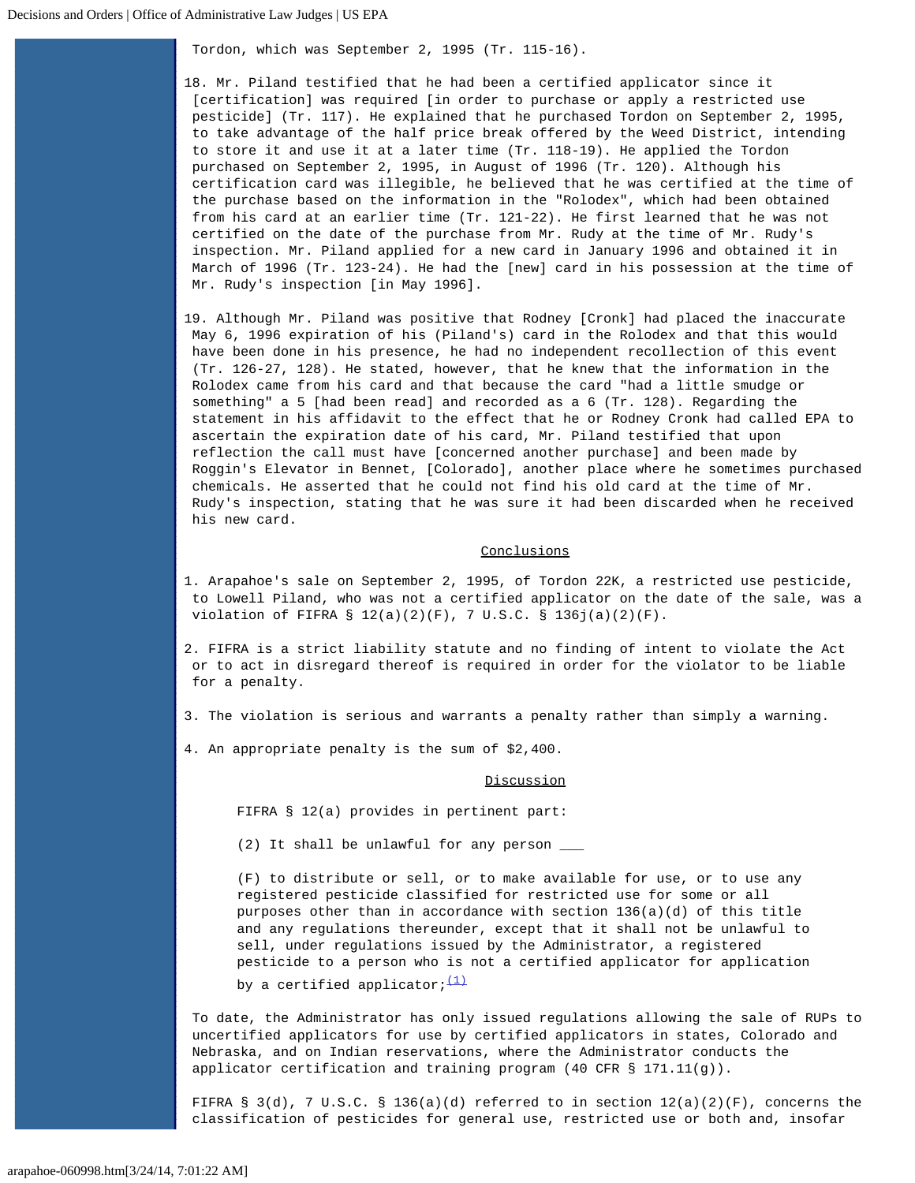Tordon, which was September 2, 1995 (Tr. 115-16).

18. Mr. Piland testified that he had been a certified applicator since it [certification] was required [in order to purchase or apply a restricted use pesticide] (Tr. 117). He explained that he purchased Tordon on September 2, 1995, to take advantage of the half price break offered by the Weed District, intending to store it and use it at a later time (Tr. 118-19). He applied the Tordon purchased on September 2, 1995, in August of 1996 (Tr. 120). Although his certification card was illegible, he believed that he was certified at the time of the purchase based on the information in the "Rolodex", which had been obtained from his card at an earlier time (Tr. 121-22). He first learned that he was not certified on the date of the purchase from Mr. Rudy at the time of Mr. Rudy's inspection. Mr. Piland applied for a new card in January 1996 and obtained it in March of 1996 (Tr. 123-24). He had the [new] card in his possession at the time of Mr. Rudy's inspection [in May 1996].

19. Although Mr. Piland was positive that Rodney [Cronk] had placed the inaccurate May 6, 1996 expiration of his (Piland's) card in the Rolodex and that this would have been done in his presence, he had no independent recollection of this event (Tr. 126-27, 128). He stated, however, that he knew that the information in the Rolodex came from his card and that because the card "had a little smudge or something" a 5 [had been read] and recorded as a 6 (Tr. 128). Regarding the statement in his affidavit to the effect that he or Rodney Cronk had called EPA to ascertain the expiration date of his card, Mr. Piland testified that upon reflection the call must have [concerned another purchase] and been made by Roggin's Elevator in Bennet, [Colorado], another place where he sometimes purchased chemicals. He asserted that he could not find his old card at the time of Mr. Rudy's inspection, stating that he was sure it had been discarded when he received his new card.

## Conclusions

1. Arapahoe's sale on September 2, 1995, of Tordon 22K, a restricted use pesticide, to Lowell Piland, who was not a certified applicator on the date of the sale, was a violation of FIFRA § 12(a)(2)(F), 7 U.S.C. § 136j(a)(2)(F).

2. FIFRA is a strict liability statute and no finding of intent to violate the Act or to act in disregard thereof is required in order for the violator to be liable for a penalty.

3. The violation is serious and warrants a penalty rather than simply a warning.

4. An appropriate penalty is the sum of $2,400.

## Discussion

> FIFRA § 12(a) provides in pertinent part:
>
> (2) It shall be unlawful for any person ___
>
> (F) to distribute or sell, or to make available for use, or to use any registered pesticide classified for restricted use for some or all purposes other than in accordance with section 136(a)(d) of this title and any regulations thereunder, except that it shall not be unlawful to sell, under regulations issued by the Administrator, a registered pesticide to a person who is not a certified applicator for application by a certified applicator;[(1)]

To date, the Administrator has only issued regulations allowing the sale of RUPs to uncertified applicators for use by certified applicators in states, Colorado and Nebraska, and on Indian reservations, where the Administrator conducts the applicator certification and training program (40 CFR § 171.11(g)).

FIFRA § 3(d), 7 U.S.C. § 136(a)(d) referred to in section 12(a)(2)(F), concerns the classification of pesticides for general use, restricted use or both and, insofar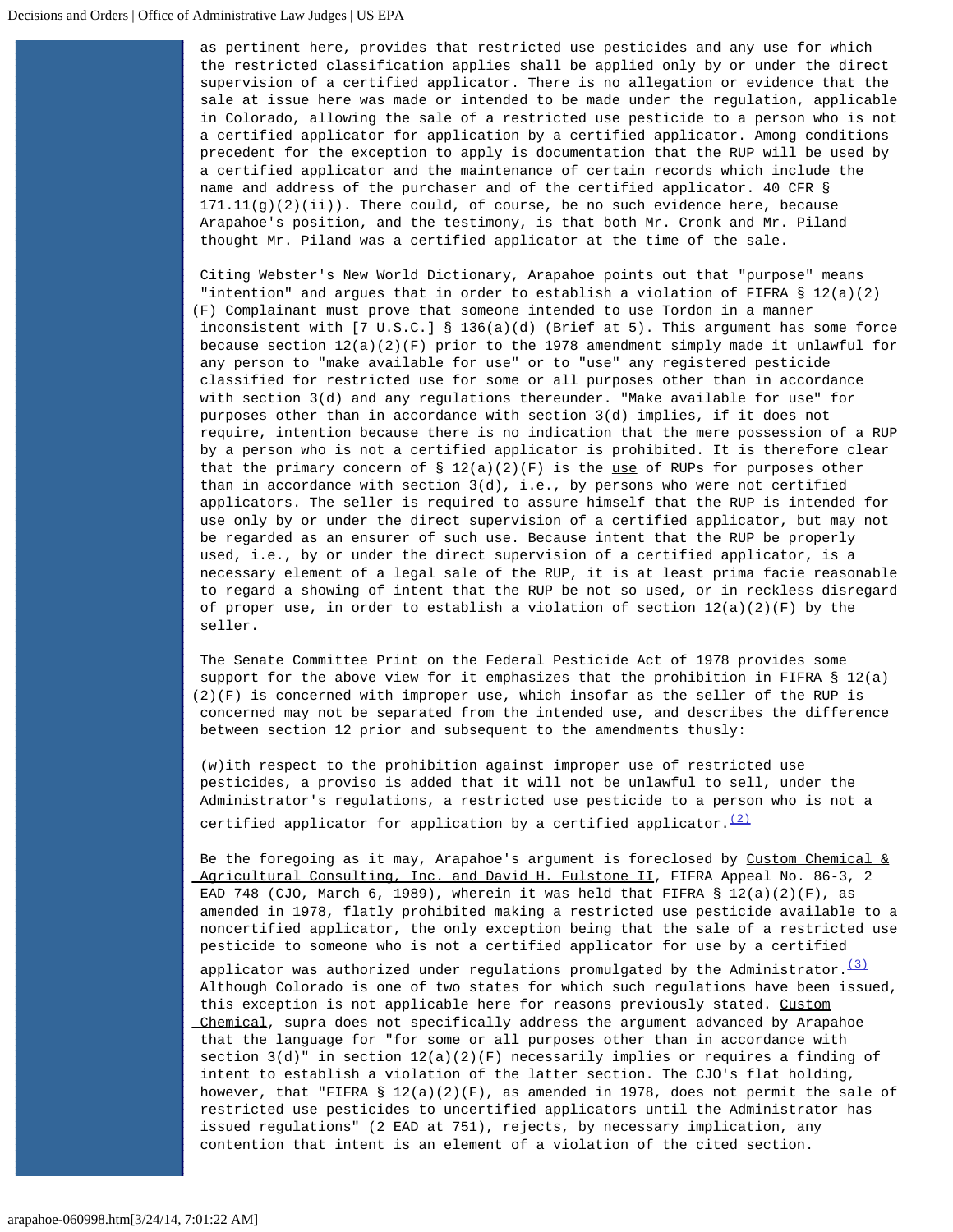as pertinent here, provides that restricted use pesticides and any use for which the restricted classification applies shall be applied only by or under the direct supervision of a certified applicator. There is no allegation or evidence that the sale at issue here was made or intended to be made under the regulation, applicable in Colorado, allowing the sale of a restricted use pesticide to a person who is not a certified applicator for application by a certified applicator. Among conditions precedent for the exception to apply is documentation that the RUP will be used by a certified applicator and the maintenance of certain records which include the name and address of the purchaser and of the certified applicator. 40 CFR § 171.11(g)(2)(ii)). There could, of course, be no such evidence here, because Arapahoe's position, and the testimony, is that both Mr. Cronk and Mr. Piland thought Mr. Piland was a certified applicator at the time of the sale.

Citing Webster's New World Dictionary, Arapahoe points out that "purpose" means "intention" and argues that in order to establish a violation of FIFRA § 12(a)(2)(F) Complainant must prove that someone intended to use Tordon in a manner inconsistent with [7 U.S.C.] § 136(a)(d) (Brief at 5). This argument has some force because section 12(a)(2)(F) prior to the 1978 amendment simply made it unlawful for any person to "make available for use" or to "use" any registered pesticide classified for restricted use for some or all purposes other than in accordance with section 3(d) and any regulations thereunder. "Make available for use" for purposes other than in accordance with section 3(d) implies, if it does not require, intention because there is no indication that the mere possession of a RUP by a person who is not a certified applicator is prohibited. It is therefore clear that the primary concern of § 12(a)(2)(F) is the use of RUPs for purposes other than in accordance with section 3(d), i.e., by persons who were not certified applicators. The seller is required to assure himself that the RUP is intended for use only by or under the direct supervision of a certified applicator, but may not be regarded as an ensurer of such use. Because intent that the RUP be properly used, i.e., by or under the direct supervision of a certified applicator, is a necessary element of a legal sale of the RUP, it is at least prima facie reasonable to regard a showing of intent that the RUP be not so used, or in reckless disregard of proper use, in order to establish a violation of section 12(a)(2)(F) by the seller.

The Senate Committee Print on the Federal Pesticide Act of 1978 provides some support for the above view for it emphasizes that the prohibition in FIFRA § 12(a)(2)(F) is concerned with improper use, which insofar as the seller of the RUP is concerned may not be separated from the intended use, and describes the difference between section 12 prior and subsequent to the amendments thusly:

(w)ith respect to the prohibition against improper use of restricted use pesticides, a proviso is added that it will not be unlawful to sell, under the Administrator's regulations, a restricted use pesticide to a person who is not a certified applicator for application by a certified applicator.[(2)]

Be the foregoing as it may, Arapahoe's argument is foreclosed by Custom Chemical & Agricultural Consulting, Inc. and David H. Fulstone II, FIFRA Appeal No. 86-3, 2 EAD 748 (CJO, March 6, 1989), wherein it was held that FIFRA § 12(a)(2)(F), as amended in 1978, flatly prohibited making a restricted use pesticide available to a noncertified applicator, the only exception being that the sale of a restricted use pesticide to someone who is not a certified applicator for use by a certified applicator was authorized under regulations promulgated by the Administrator.[(3)] Although Colorado is one of two states for which such regulations have been issued, this exception is not applicable here for reasons previously stated. Custom Chemical, supra does not specifically address the argument advanced by Arapahoe that the language for "for some or all purposes other than in accordance with section 3(d)" in section 12(a)(2)(F) necessarily implies or requires a finding of intent to establish a violation of the latter section. The CJO's flat holding, however, that "FIFRA § 12(a)(2)(F), as amended in 1978, does not permit the sale of restricted use pesticides to uncertified applicators until the Administrator has issued regulations" (2 EAD at 751), rejects, by necessary implication, any contention that intent is an element of a violation of the cited section.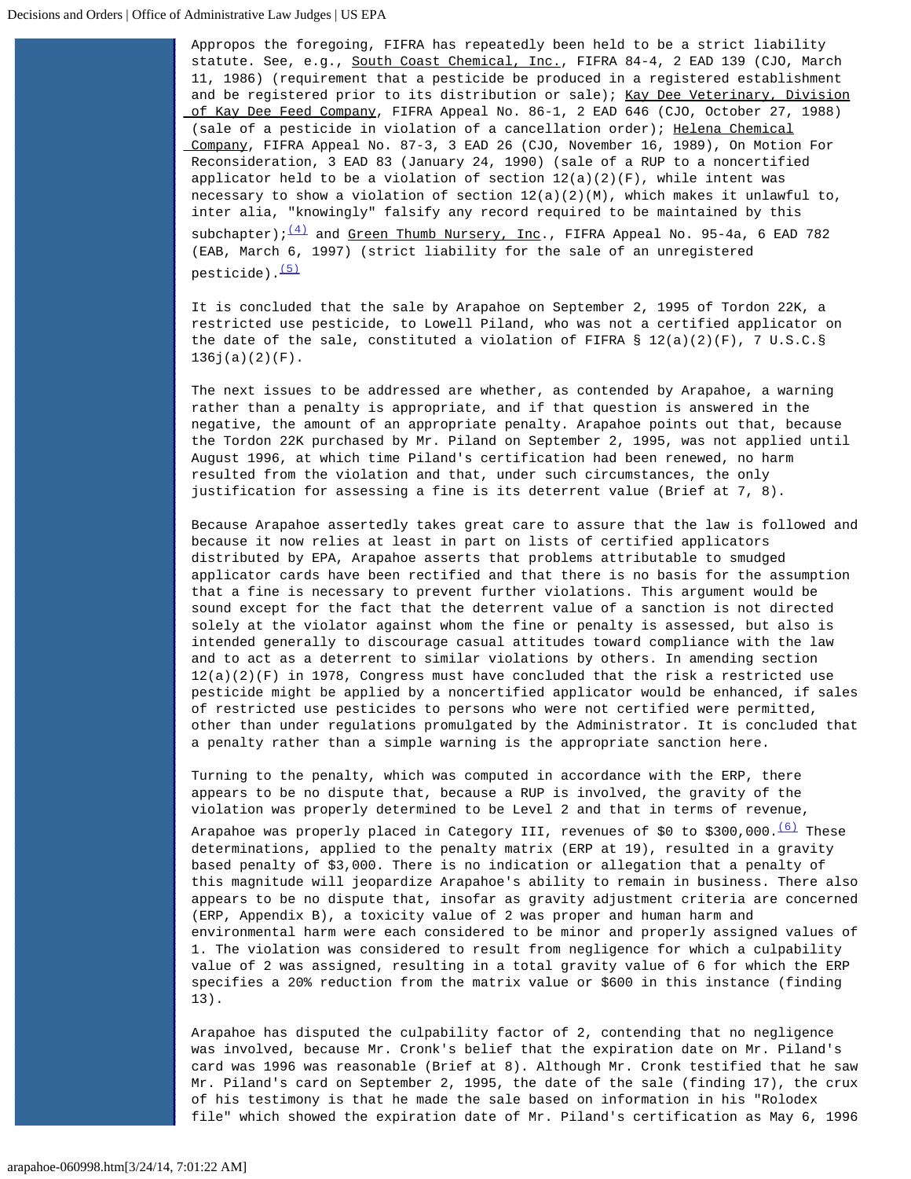Appropos the foregoing, FIFRA has repeatedly been held to be a strict liability statute. See, e.g., South Coast Chemical, Inc., FIFRA 84-4, 2 EAD 139 (CJO, March 11, 1986) (requirement that a pesticide be produced in a registered establishment and be registered prior to its distribution or sale); Kay Dee Veterinary, Division of Kay Dee Feed Company, FIFRA Appeal No. 86-1, 2 EAD 646 (CJO, October 27, 1988) (sale of a pesticide in violation of a cancellation order); Helena Chemical Company, FIFRA Appeal No. 87-3, 3 EAD 26 (CJO, November 16, 1989), On Motion For Reconsideration, 3 EAD 83 (January 24, 1990) (sale of a RUP to a noncertified applicator held to be a violation of section 12(a)(2)(F), while intent was necessary to show a violation of section 12(a)(2)(M), which makes it unlawful to, inter alia, "knowingly" falsify any record required to be maintained by this subchapter);[(4)] and Green Thumb Nursery, Inc., FIFRA Appeal No. 95-4a, 6 EAD 782 (EAB, March 6, 1997) (strict liability for the sale of an unregistered pesticide).[(5)]

It is concluded that the sale by Arapahoe on September 2, 1995 of Tordon 22K, a restricted use pesticide, to Lowell Piland, who was not a certified applicator on the date of the sale, constituted a violation of FIFRA § 12(a)(2)(F), 7 U.S.C.§ 136j(a)(2)(F).

The next issues to be addressed are whether, as contended by Arapahoe, a warning rather than a penalty is appropriate, and if that question is answered in the negative, the amount of an appropriate penalty. Arapahoe points out that, because the Tordon 22K purchased by Mr. Piland on September 2, 1995, was not applied until August 1996, at which time Piland's certification had been renewed, no harm resulted from the violation and that, under such circumstances, the only justification for assessing a fine is its deterrent value (Brief at 7, 8).

Because Arapahoe assertedly takes great care to assure that the law is followed and because it now relies at least in part on lists of certified applicators distributed by EPA, Arapahoe asserts that problems attributable to smudged applicator cards have been rectified and that there is no basis for the assumption that a fine is necessary to prevent further violations. This argument would be sound except for the fact that the deterrent value of a sanction is not directed solely at the violator against whom the fine or penalty is assessed, but also is intended generally to discourage casual attitudes toward compliance with the law and to act as a deterrent to similar violations by others. In amending section 12(a)(2)(F) in 1978, Congress must have concluded that the risk a restricted use pesticide might be applied by a noncertified applicator would be enhanced, if sales of restricted use pesticides to persons who were not certified were permitted, other than under regulations promulgated by the Administrator. It is concluded that a penalty rather than a simple warning is the appropriate sanction here.

Turning to the penalty, which was computed in accordance with the ERP, there appears to be no dispute that, because a RUP is involved, the gravity of the violation was properly determined to be Level 2 and that in terms of revenue, Arapahoe was properly placed in Category III, revenues of $0 to $300,000.[(6)] These determinations, applied to the penalty matrix (ERP at 19), resulted in a gravity based penalty of $3,000. There is no indication or allegation that a penalty of this magnitude will jeopardize Arapahoe's ability to remain in business. There also appears to be no dispute that, insofar as gravity adjustment criteria are concerned (ERP, Appendix B), a toxicity value of 2 was proper and human harm and environmental harm were each considered to be minor and properly assigned values of 1. The violation was considered to result from negligence for which a culpability value of 2 was assigned, resulting in a total gravity value of 6 for which the ERP specifies a 20% reduction from the matrix value or $600 in this instance (finding 13).

Arapahoe has disputed the culpability factor of 2, contending that no negligence was involved, because Mr. Cronk's belief that the expiration date on Mr. Piland's card was 1996 was reasonable (Brief at 8). Although Mr. Cronk testified that he saw Mr. Piland's card on September 2, 1995, the date of the sale (finding 17), the crux of his testimony is that he made the sale based on information in his "Rolodex file" which showed the expiration date of Mr. Piland's certification as May 6, 1996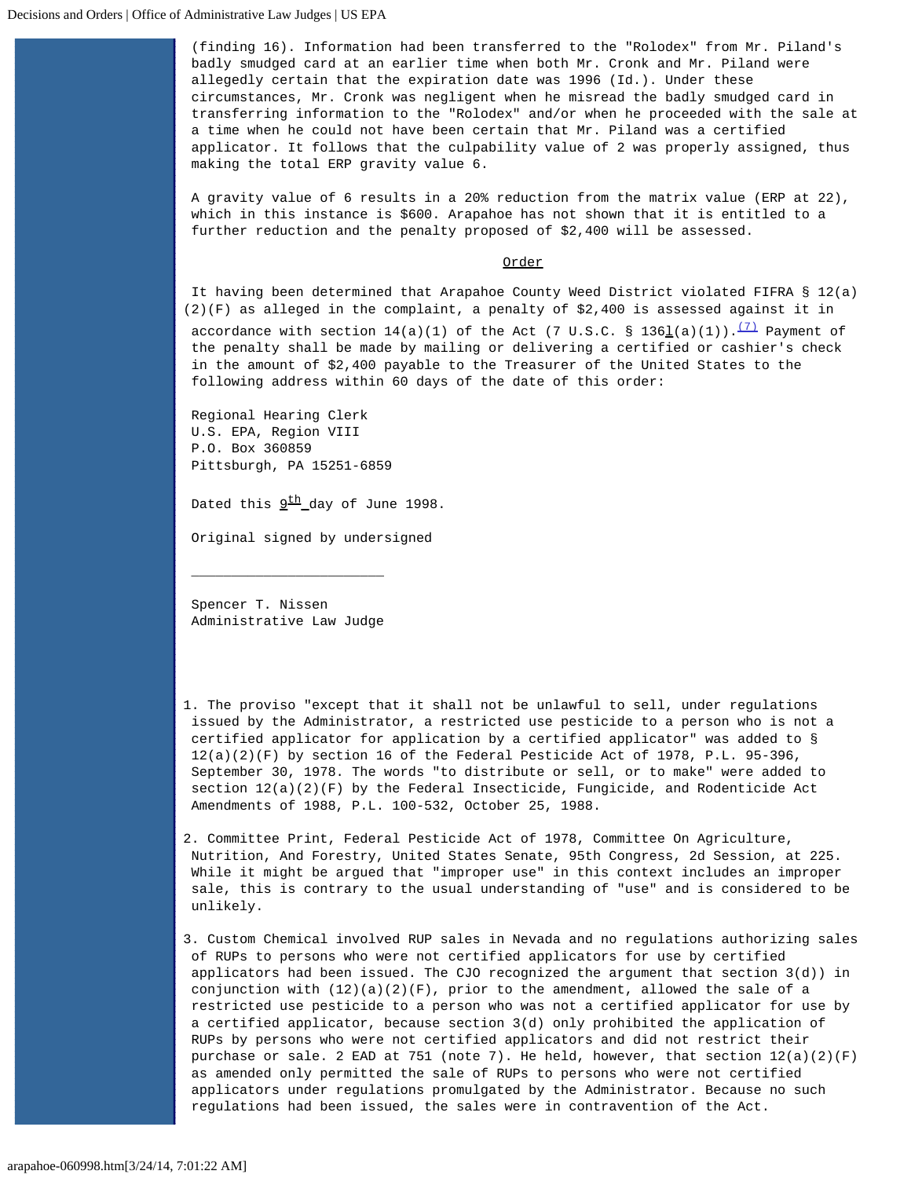(finding 16). Information had been transferred to the "Rolodex" from Mr. Piland's badly smudged card at an earlier time when both Mr. Cronk and Mr. Piland were allegedly certain that the expiration date was 1996 (Id.). Under these circumstances, Mr. Cronk was negligent when he misread the badly smudged card in transferring information to the "Rolodex" and/or when he proceeded with the sale at a time when he could not have been certain that Mr. Piland was a certified applicator. It follows that the culpability value of 2 was properly assigned, thus making the total ERP gravity value 6.

A gravity value of 6 results in a 20% reduction from the matrix value (ERP at 22), which in this instance is $600. Arapahoe has not shown that it is entitled to a further reduction and the penalty proposed of $2,400 will be assessed.

## Order

It having been determined that Arapahoe County Weed District violated FIFRA § 12(a)(2)(F) as alleged in the complaint, a penalty of $2,400 is assessed against it in accordance with section 14(a)(1) of the Act (7 U.S.C. § 136l(a)(1)).[7] Payment of the penalty shall be made by mailing or delivering a certified or cashier's check in the amount of $2,400 payable to the Treasurer of the United States to the following address within 60 days of the date of this order:

Regional Hearing Clerk
U.S. EPA, Region VIII
P.O. Box 360859
Pittsburgh, PA 15251-6859

Dated this 9th day of June 1998.

Original signed by undersigned

______________________

Spencer T. Nissen
Administrative Law Judge

---

1. The proviso "except that it shall not be unlawful to sell, under regulations issued by the Administrator, a restricted use pesticide to a person who is not a certified applicator for application by a certified applicator" was added to § 12(a)(2)(F) by section 16 of the Federal Pesticide Act of 1978, P.L. 95-396, September 30, 1978. The words "to distribute or sell, or to make" were added to section 12(a)(2)(F) by the Federal Insecticide, Fungicide, and Rodenticide Act Amendments of 1988, P.L. 100-532, October 25, 1988.

2. Committee Print, Federal Pesticide Act of 1978, Committee On Agriculture, Nutrition, And Forestry, United States Senate, 95th Congress, 2d Session, at 225. While it might be argued that "improper use" in this context includes an improper sale, this is contrary to the usual understanding of "use" and is considered to be unlikely.

3. Custom Chemical involved RUP sales in Nevada and no regulations authorizing sales of RUPs to persons who were not certified applicators for use by certified applicators had been issued. The CJO recognized the argument that section 3(d)) in conjunction with (12)(a)(2)(F), prior to the amendment, allowed the sale of a restricted use pesticide to a person who was not a certified applicator for use by a certified applicator, because section 3(d) only prohibited the application of RUPs by persons who were not certified applicators and did not restrict their purchase or sale. 2 EAD at 751 (note 7). He held, however, that section 12(a)(2)(F) as amended only permitted the sale of RUPs to persons who were not certified applicators under regulations promulgated by the Administrator. Because no such regulations had been issued, the sales were in contravention of the Act.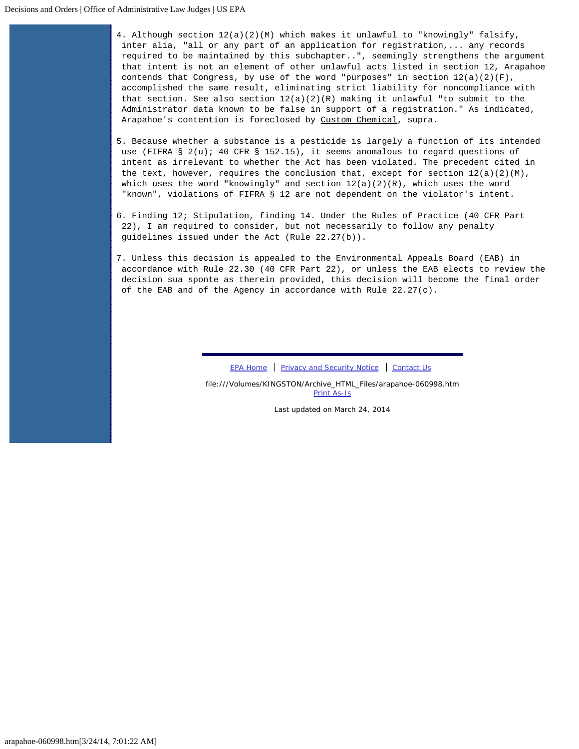4. Although section 12(a)(2)(M) which makes it unlawful to "knowingly" falsify, inter alia, "all or any part of an application for registration,... any records required to be maintained by this subchapter..", seemingly strengthens the argument that intent is not an element of other unlawful acts listed in section 12, Arapahoe contends that Congress, by use of the word "purposes" in section 12(a)(2)(F), accomplished the same result, eliminating strict liability for noncompliance with that section. See also section 12(a)(2)(R) making it unlawful "to submit to the Administrator data known to be false in support of a registration." As indicated, Arapahoe's contention is foreclosed by Custom Chemical, supra.

5. Because whether a substance is a pesticide is largely a function of its intended use (FIFRA § 2(u); 40 CFR § 152.15), it seems anomalous to regard questions of intent as irrelevant to whether the Act has been violated. The precedent cited in the text, however, requires the conclusion that, except for section 12(a)(2)(M), which uses the word "knowingly" and section 12(a)(2)(R), which uses the word "known", violations of FIFRA § 12 are not dependent on the violator's intent.

6. Finding 12; Stipulation, finding 14. Under the Rules of Practice (40 CFR Part 22), I am required to consider, but not necessarily to follow any penalty guidelines issued under the Act (Rule 22.27(b)).

7. Unless this decision is appealed to the Environmental Appeals Board (EAB) in accordance with Rule 22.30 (40 CFR Part 22), or unless the EAB elects to review the decision sua sponte as therein provided, this decision will become the final order of the EAB and of the Agency in accordance with Rule 22.27(c).